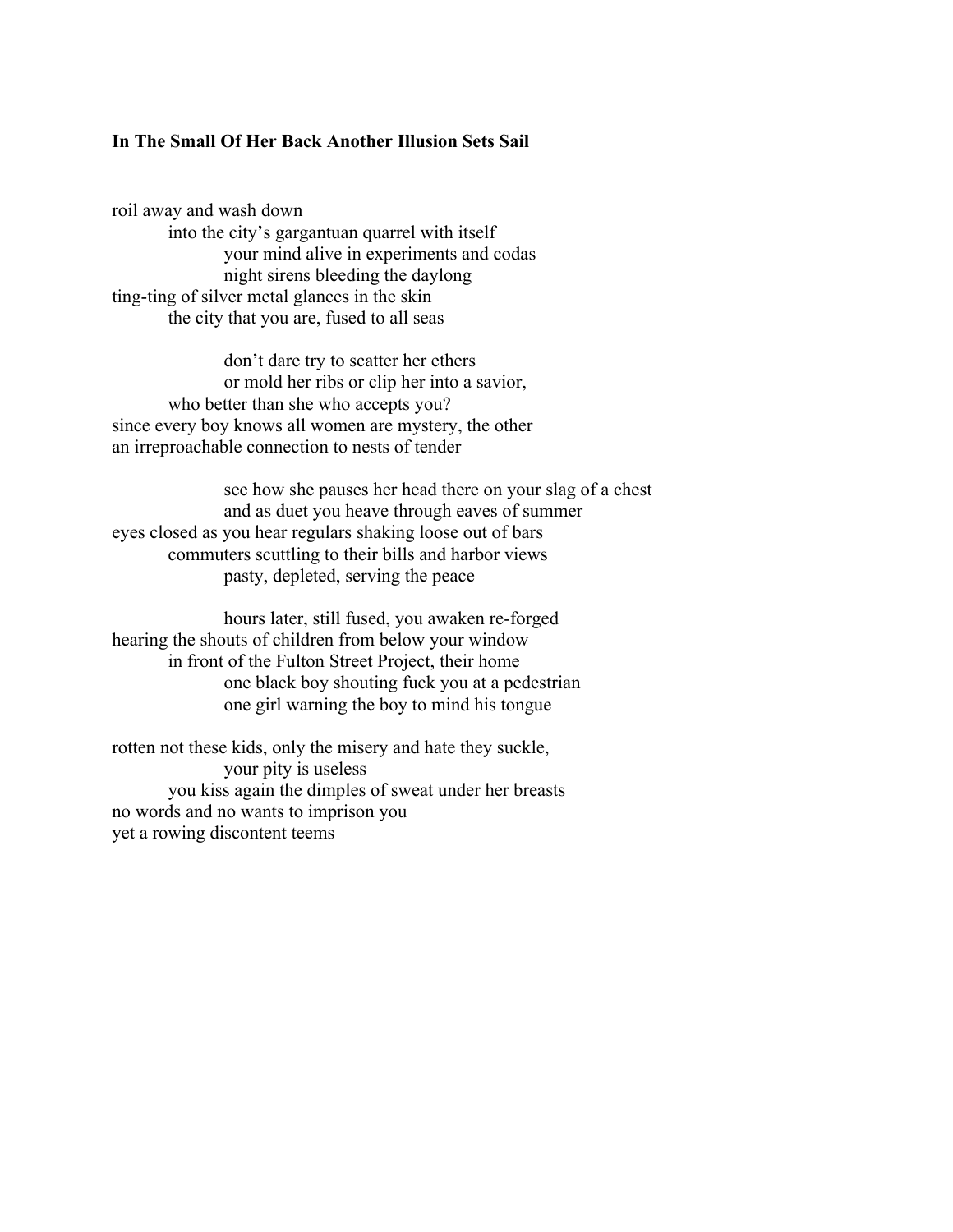**In The Small Of Her Back Another Illusion Sets Sail**

roil away and wash down
&nbsp;&nbsp;&nbsp;&nbsp;&nbsp;&nbsp;&nbsp;&nbsp;into the city's gargantuan quarrel with itself
&nbsp;&nbsp;&nbsp;&nbsp;&nbsp;&nbsp;&nbsp;&nbsp;&nbsp;&nbsp;&nbsp;&nbsp;&nbsp;&nbsp;&nbsp;&nbsp;your mind alive in experiments and codas
&nbsp;&nbsp;&nbsp;&nbsp;&nbsp;&nbsp;&nbsp;&nbsp;&nbsp;&nbsp;&nbsp;&nbsp;&nbsp;&nbsp;&nbsp;&nbsp;night sirens bleeding the daylong
ting-ting of silver metal glances in the skin
&nbsp;&nbsp;&nbsp;&nbsp;&nbsp;&nbsp;&nbsp;&nbsp;the city that you are, fused to all seas

&nbsp;&nbsp;&nbsp;&nbsp;&nbsp;&nbsp;&nbsp;&nbsp;&nbsp;&nbsp;&nbsp;&nbsp;&nbsp;&nbsp;&nbsp;&nbsp;don't dare try to scatter her ethers
&nbsp;&nbsp;&nbsp;&nbsp;&nbsp;&nbsp;&nbsp;&nbsp;&nbsp;&nbsp;&nbsp;&nbsp;&nbsp;&nbsp;&nbsp;&nbsp;or mold her ribs or clip her into a savior,
&nbsp;&nbsp;&nbsp;&nbsp;&nbsp;&nbsp;&nbsp;&nbsp;who better than she who accepts you?
since every boy knows all women are mystery, the other
an irreproachable connection to nests of tender

&nbsp;&nbsp;&nbsp;&nbsp;&nbsp;&nbsp;&nbsp;&nbsp;&nbsp;&nbsp;&nbsp;&nbsp;&nbsp;&nbsp;&nbsp;&nbsp;see how she pauses her head there on your slag of a chest
&nbsp;&nbsp;&nbsp;&nbsp;&nbsp;&nbsp;&nbsp;&nbsp;&nbsp;&nbsp;&nbsp;&nbsp;&nbsp;&nbsp;&nbsp;&nbsp;and as duet you heave through eaves of summer
eyes closed as you hear regulars shaking loose out of bars
&nbsp;&nbsp;&nbsp;&nbsp;&nbsp;&nbsp;&nbsp;&nbsp;commuters scuttling to their bills and harbor views
&nbsp;&nbsp;&nbsp;&nbsp;&nbsp;&nbsp;&nbsp;&nbsp;&nbsp;&nbsp;&nbsp;&nbsp;&nbsp;&nbsp;&nbsp;&nbsp;pasty, depleted, serving the peace

&nbsp;&nbsp;&nbsp;&nbsp;&nbsp;&nbsp;&nbsp;&nbsp;&nbsp;&nbsp;&nbsp;&nbsp;&nbsp;&nbsp;&nbsp;&nbsp;hours later, still fused, you awaken re-forged
hearing the shouts of children from below your window
&nbsp;&nbsp;&nbsp;&nbsp;&nbsp;&nbsp;&nbsp;&nbsp;in front of the Fulton Street Project, their home
&nbsp;&nbsp;&nbsp;&nbsp;&nbsp;&nbsp;&nbsp;&nbsp;&nbsp;&nbsp;&nbsp;&nbsp;&nbsp;&nbsp;&nbsp;&nbsp;one black boy shouting fuck you at a pedestrian
&nbsp;&nbsp;&nbsp;&nbsp;&nbsp;&nbsp;&nbsp;&nbsp;&nbsp;&nbsp;&nbsp;&nbsp;&nbsp;&nbsp;&nbsp;&nbsp;one girl warning the boy to mind his tongue

rotten not these kids, only the misery and hate they suckle,
&nbsp;&nbsp;&nbsp;&nbsp;&nbsp;&nbsp;&nbsp;&nbsp;&nbsp;&nbsp;&nbsp;&nbsp;&nbsp;&nbsp;&nbsp;&nbsp;your pity is useless
&nbsp;&nbsp;&nbsp;&nbsp;&nbsp;&nbsp;&nbsp;&nbsp;you kiss again the dimples of sweat under her breasts
no words and no wants to imprison you
yet a rowing discontent teems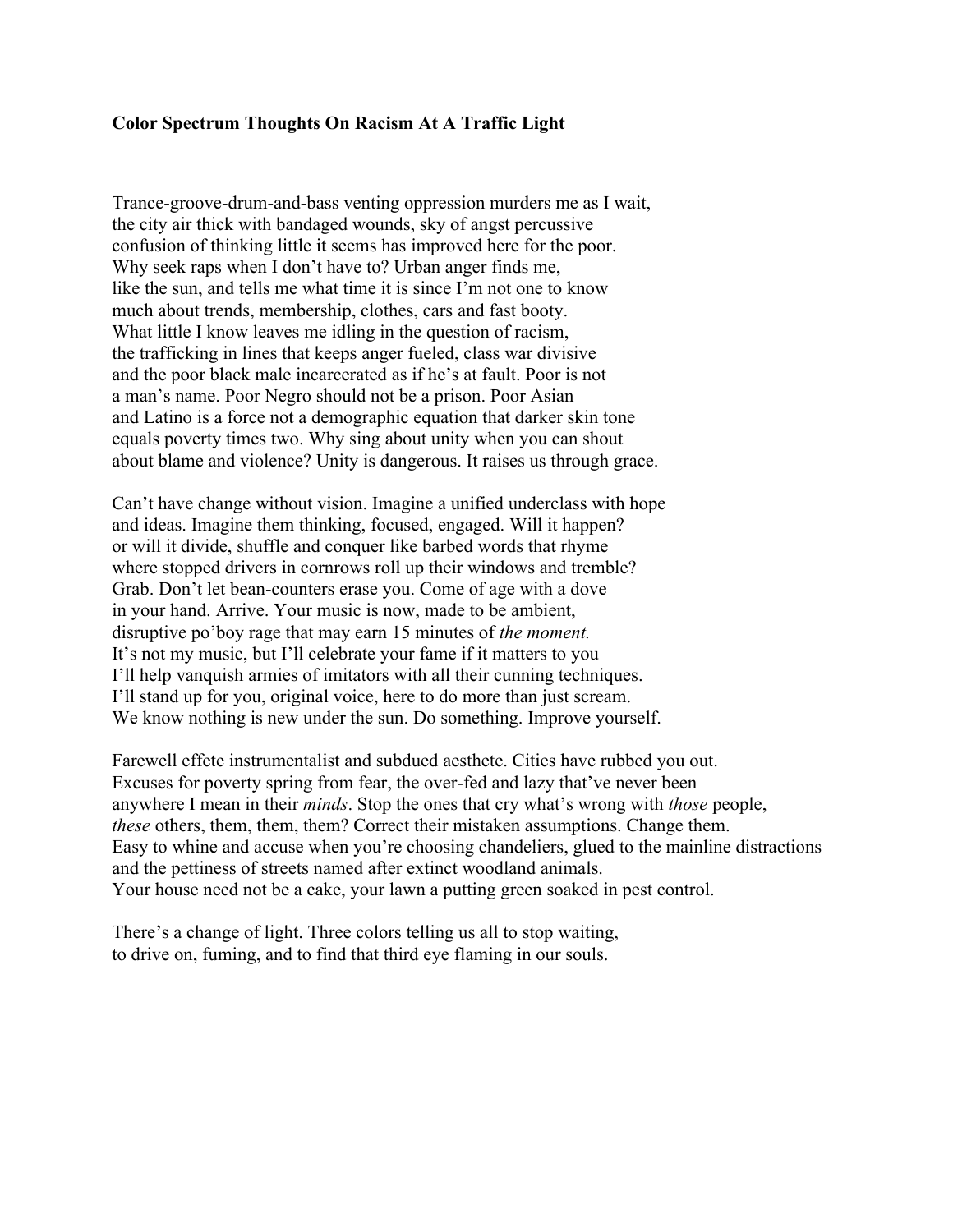**Color Spectrum Thoughts On Racism At A Traffic Light**

Trance-groove-drum-and-bass venting oppression murders me as I wait,
the city air thick with bandaged wounds, sky of angst percussive
confusion of thinking little it seems has improved here for the poor.
Why seek raps when I don't have to? Urban anger finds me,
like the sun, and tells me what time it is since I'm not one to know
much about trends, membership, clothes, cars and fast booty.
What little I know leaves me idling in the question of racism,
the trafficking in lines that keeps anger fueled, class war divisive
and the poor black male incarcerated as if he's at fault. Poor is not
a man's name. Poor Negro should not be a prison. Poor Asian
and Latino is a force not a demographic equation that darker skin tone
equals poverty times two. Why sing about unity when you can shout
about blame and violence? Unity is dangerous. It raises us through grace.

Can't have change without vision. Imagine a unified underclass with hope
and ideas. Imagine them thinking, focused, engaged. Will it happen?
or will it divide, shuffle and conquer like barbed words that rhyme
where stopped drivers in cornrows roll up their windows and tremble?
Grab. Don't let bean-counters erase you. Come of age with a dove
in your hand. Arrive. Your music is now, made to be ambient,
disruptive po'boy rage that may earn 15 minutes of *the moment.*
It's not my music, but I'll celebrate your fame if it matters to you –
I'll help vanquish armies of imitators with all their cunning techniques.
I'll stand up for you, original voice, here to do more than just scream.
We know nothing is new under the sun. Do something. Improve yourself.

Farewell effete instrumentalist and subdued aesthete. Cities have rubbed you out.
Excuses for poverty spring from fear, the over-fed and lazy that've never been
anywhere I mean in their *minds*. Stop the ones that cry what's wrong with *those* people,
*these* others, them, them, them? Correct their mistaken assumptions. Change them.
Easy to whine and accuse when you're choosing chandeliers, glued to the mainline distractions
and the pettiness of streets named after extinct woodland animals.
Your house need not be a cake, your lawn a putting green soaked in pest control.

There's a change of light. Three colors telling us all to stop waiting,
to drive on, fuming, and to find that third eye flaming in our souls.